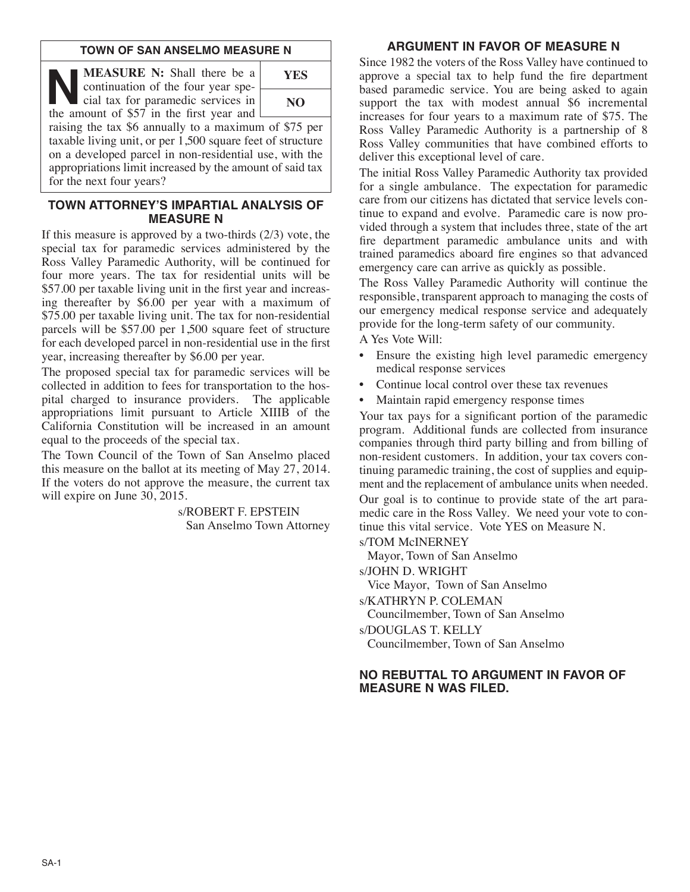## TOWN OF SAN ANSELMO MEASURE N

| | |
|---|---|
| **MEASURE N:** Shall there be a continuation of the four year special tax for paramedic services in the amount of $57 in the first year and raising the tax $6 annually to a maximum of $75 per taxable living unit, or per 1,500 square feet of structure on a developed parcel in non-residential use, with the appropriations limit increased by the amount of said tax for the next four years? | **YES** |
| | **NO** |

## TOWN ATTORNEY'S IMPARTIAL ANALYSIS OF MEASURE N

If this measure is approved by a two-thirds (2/3) vote, the special tax for paramedic services administered by the Ross Valley Paramedic Authority, will be continued for four more years. The tax for residential units will be $57.00 per taxable living unit in the first year and increasing thereafter by $6.00 per year with a maximum of $75.00 per taxable living unit. The tax for non-residential parcels will be $57.00 per 1,500 square feet of structure for each developed parcel in non-residential use in the first year, increasing thereafter by $6.00 per year.

The proposed special tax for paramedic services will be collected in addition to fees for transportation to the hospital charged to insurance providers. The applicable appropriations limit pursuant to Article XIIIB of the California Constitution will be increased in an amount equal to the proceeds of the special tax.

The Town Council of the Town of San Anselmo placed this measure on the ballot at its meeting of May 27, 2014. If the voters do not approve the measure, the current tax will expire on June 30, 2015.

s/ROBERT F. EPSTEIN
San Anselmo Town Attorney

## ARGUMENT IN FAVOR OF MEASURE N

Since 1982 the voters of the Ross Valley have continued to approve a special tax to help fund the fire department based paramedic service. You are being asked to again support the tax with modest annual $6 incremental increases for four years to a maximum rate of $75. The Ross Valley Paramedic Authority is a partnership of 8 Ross Valley communities that have combined efforts to deliver this exceptional level of care.

The initial Ross Valley Paramedic Authority tax provided for a single ambulance. The expectation for paramedic care from our citizens has dictated that service levels continue to expand and evolve. Paramedic care is now provided through a system that includes three, state of the art fire department paramedic ambulance units and with trained paramedics aboard fire engines so that advanced emergency care can arrive as quickly as possible.

The Ross Valley Paramedic Authority will continue the responsible, transparent approach to managing the costs of our emergency medical response service and adequately provide for the long-term safety of our community.

A Yes Vote Will:

- Ensure the existing high level paramedic emergency medical response services
- Continue local control over these tax revenues
- Maintain rapid emergency response times

Your tax pays for a significant portion of the paramedic program. Additional funds are collected from insurance companies through third party billing and from billing of non-resident customers. In addition, your tax covers continuing paramedic training, the cost of supplies and equipment and the replacement of ambulance units when needed.

Our goal is to continue to provide state of the art paramedic care in the Ross Valley. We need your vote to continue this vital service. Vote YES on Measure N.

s/TOM McINERNEY
Mayor, Town of San Anselmo

s/JOHN D. WRIGHT
Vice Mayor, Town of San Anselmo

s/KATHRYN P. COLEMAN
Councilmember, Town of San Anselmo

s/DOUGLAS T. KELLY
Councilmember, Town of San Anselmo

## NO REBUTTAL TO ARGUMENT IN FAVOR OF MEASURE N WAS FILED.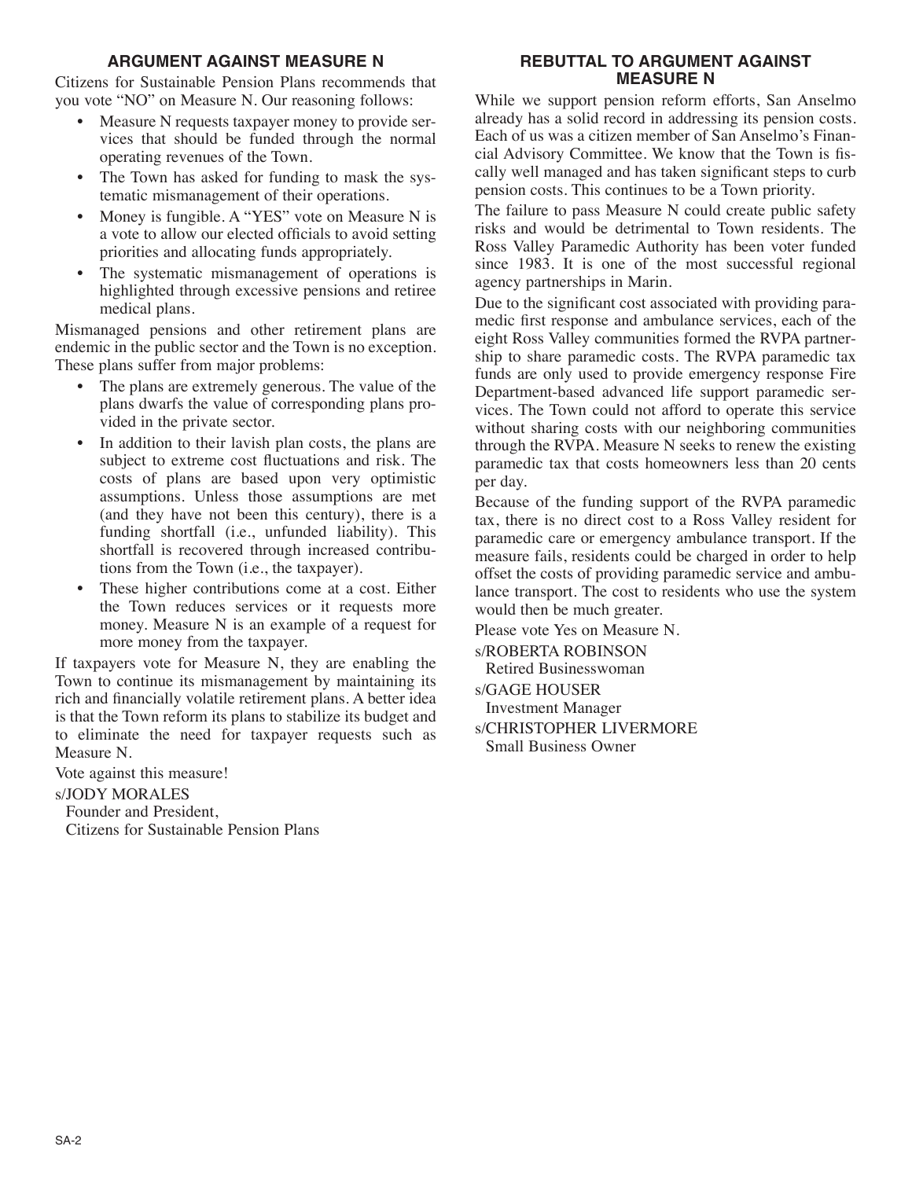## ARGUMENT AGAINST MEASURE N

Citizens for Sustainable Pension Plans recommends that you vote "NO" on Measure N. Our reasoning follows:

- Measure N requests taxpayer money to provide services that should be funded through the normal operating revenues of the Town.
- The Town has asked for funding to mask the systematic mismanagement of their operations.
- Money is fungible. A "YES" vote on Measure N is a vote to allow our elected officials to avoid setting priorities and allocating funds appropriately.
- The systematic mismanagement of operations is highlighted through excessive pensions and retiree medical plans.

Mismanaged pensions and other retirement plans are endemic in the public sector and the Town is no exception. These plans suffer from major problems:

- The plans are extremely generous. The value of the plans dwarfs the value of corresponding plans provided in the private sector.
- In addition to their lavish plan costs, the plans are subject to extreme cost fluctuations and risk. The costs of plans are based upon very optimistic assumptions. Unless those assumptions are met (and they have not been this century), there is a funding shortfall (i.e., unfunded liability). This shortfall is recovered through increased contributions from the Town (i.e., the taxpayer).
- These higher contributions come at a cost. Either the Town reduces services or it requests more money. Measure N is an example of a request for more money from the taxpayer.

If taxpayers vote for Measure N, they are enabling the Town to continue its mismanagement by maintaining its rich and financially volatile retirement plans. A better idea is that the Town reform its plans to stabilize its budget and to eliminate the need for taxpayer requests such as Measure N.

Vote against this measure!

s/JODY MORALES
Founder and President,
Citizens for Sustainable Pension Plans

## REBUTTAL TO ARGUMENT AGAINST MEASURE N

While we support pension reform efforts, San Anselmo already has a solid record in addressing its pension costs. Each of us was a citizen member of San Anselmo's Financial Advisory Committee. We know that the Town is fiscally well managed and has taken significant steps to curb pension costs. This continues to be a Town priority.

The failure to pass Measure N could create public safety risks and would be detrimental to Town residents. The Ross Valley Paramedic Authority has been voter funded since 1983. It is one of the most successful regional agency partnerships in Marin.

Due to the significant cost associated with providing paramedic first response and ambulance services, each of the eight Ross Valley communities formed the RVPA partnership to share paramedic costs. The RVPA paramedic tax funds are only used to provide emergency response Fire Department-based advanced life support paramedic services. The Town could not afford to operate this service without sharing costs with our neighboring communities through the RVPA. Measure N seeks to renew the existing paramedic tax that costs homeowners less than 20 cents per day.

Because of the funding support of the RVPA paramedic tax, there is no direct cost to a Ross Valley resident for paramedic care or emergency ambulance transport. If the measure fails, residents could be charged in order to help offset the costs of providing paramedic service and ambulance transport. The cost to residents who use the system would then be much greater.

Please vote Yes on Measure N.

s/ROBERTA ROBINSON
Retired Businesswoman

s/GAGE HOUSER
Investment Manager

s/CHRISTOPHER LIVERMORE
Small Business Owner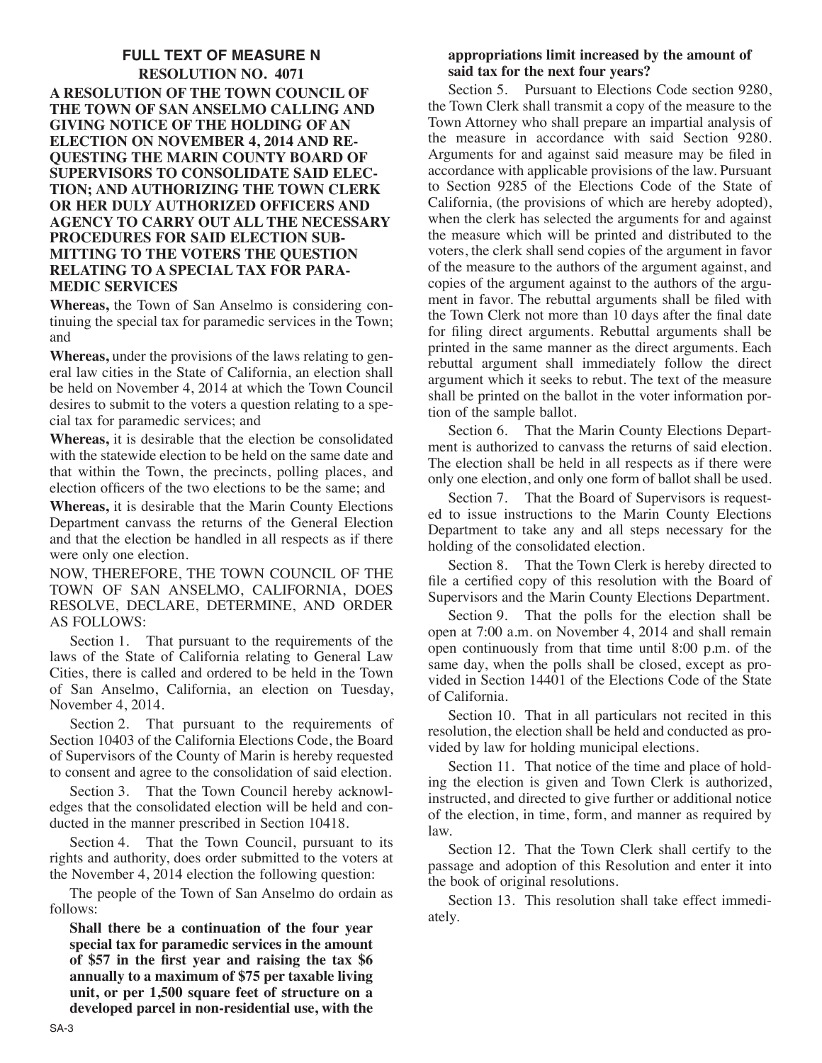## FULL TEXT OF MEASURE N

### RESOLUTION NO. 4071

**A RESOLUTION OF THE TOWN COUNCIL OF THE TOWN OF SAN ANSELMO CALLING AND GIVING NOTICE OF THE HOLDING OF AN ELECTION ON NOVEMBER 4, 2014 AND REQUESTING THE MARIN COUNTY BOARD OF SUPERVISORS TO CONSOLIDATE SAID ELECTION; AND AUTHORIZING THE TOWN CLERK OR HER DULY AUTHORIZED OFFICERS AND AGENCY TO CARRY OUT ALL THE NECESSARY PROCEDURES FOR SAID ELECTION SUBMITTING TO THE VOTERS THE QUESTION RELATING TO A SPECIAL TAX FOR PARAMEDIC SERVICES**

**Whereas,** the Town of San Anselmo is considering continuing the special tax for paramedic services in the Town; and

**Whereas,** under the provisions of the laws relating to general law cities in the State of California, an election shall be held on November 4, 2014 at which the Town Council desires to submit to the voters a question relating to a special tax for paramedic services; and

**Whereas,** it is desirable that the election be consolidated with the statewide election to be held on the same date and that within the Town, the precincts, polling places, and election officers of the two elections to be the same; and

**Whereas,** it is desirable that the Marin County Elections Department canvass the returns of the General Election and that the election be handled in all respects as if there were only one election.

NOW, THEREFORE, THE TOWN COUNCIL OF THE TOWN OF SAN ANSELMO, CALIFORNIA, DOES RESOLVE, DECLARE, DETERMINE, AND ORDER AS FOLLOWS:

Section 1. That pursuant to the requirements of the laws of the State of California relating to General Law Cities, there is called and ordered to be held in the Town of San Anselmo, California, an election on Tuesday, November 4, 2014.

Section 2. That pursuant to the requirements of Section 10403 of the California Elections Code, the Board of Supervisors of the County of Marin is hereby requested to consent and agree to the consolidation of said election.

Section 3. That the Town Council hereby acknowledges that the consolidated election will be held and conducted in the manner prescribed in Section 10418.

Section 4. That the Town Council, pursuant to its rights and authority, does order submitted to the voters at the November 4, 2014 election the following question:

The people of the Town of San Anselmo do ordain as follows:

**Shall there be a continuation of the four year special tax for paramedic services in the amount of $57 in the first year and raising the tax $6 annually to a maximum of $75 per taxable living unit, or per 1,500 square feet of structure on a developed parcel in non-residential use, with the appropriations limit increased by the amount of said tax for the next four years?**

Section 5. Pursuant to Elections Code section 9280, the Town Clerk shall transmit a copy of the measure to the Town Attorney who shall prepare an impartial analysis of the measure in accordance with said Section 9280. Arguments for and against said measure may be filed in accordance with applicable provisions of the law. Pursuant to Section 9285 of the Elections Code of the State of California, (the provisions of which are hereby adopted), when the clerk has selected the arguments for and against the measure which will be printed and distributed to the voters, the clerk shall send copies of the argument in favor of the measure to the authors of the argument against, and copies of the argument against to the authors of the argument in favor. The rebuttal arguments shall be filed with the Town Clerk not more than 10 days after the final date for filing direct arguments. Rebuttal arguments shall be printed in the same manner as the direct arguments. Each rebuttal argument shall immediately follow the direct argument which it seeks to rebut. The text of the measure shall be printed on the ballot in the voter information portion of the sample ballot.

Section 6. That the Marin County Elections Department is authorized to canvass the returns of said election. The election shall be held in all respects as if there were only one election, and only one form of ballot shall be used.

Section 7. That the Board of Supervisors is requested to issue instructions to the Marin County Elections Department to take any and all steps necessary for the holding of the consolidated election.

Section 8. That the Town Clerk is hereby directed to file a certified copy of this resolution with the Board of Supervisors and the Marin County Elections Department.

Section 9. That the polls for the election shall be open at 7:00 a.m. on November 4, 2014 and shall remain open continuously from that time until 8:00 p.m. of the same day, when the polls shall be closed, except as provided in Section 14401 of the Elections Code of the State of California.

Section 10. That in all particulars not recited in this resolution, the election shall be held and conducted as provided by law for holding municipal elections.

Section 11. That notice of the time and place of holding the election is given and Town Clerk is authorized, instructed, and directed to give further or additional notice of the election, in time, form, and manner as required by law.

Section 12. That the Town Clerk shall certify to the passage and adoption of this Resolution and enter it into the book of original resolutions.

Section 13. This resolution shall take effect immediately.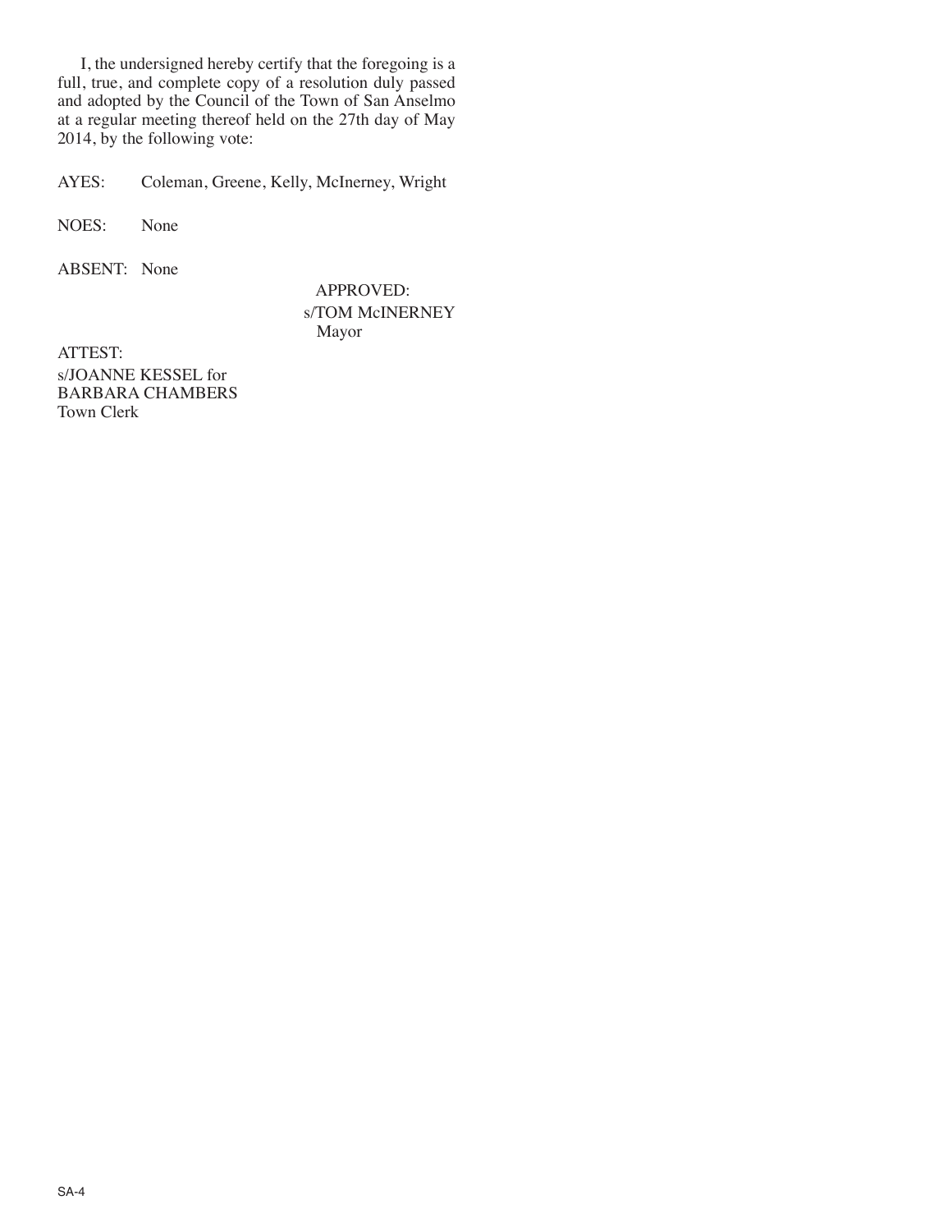I, the undersigned hereby certify that the foregoing is a full, true, and complete copy of a resolution duly passed and adopted by the Council of the Town of San Anselmo at a regular meeting thereof held on the 27th day of May 2014, by the following vote:

AYES: Coleman, Greene, Kelly, McInerney, Wright

NOES: None

ABSENT: None

APPROVED:
s/TOM McINERNEY
Mayor

ATTEST:
s/JOANNE KESSEL for
BARBARA CHAMBERS
Town Clerk